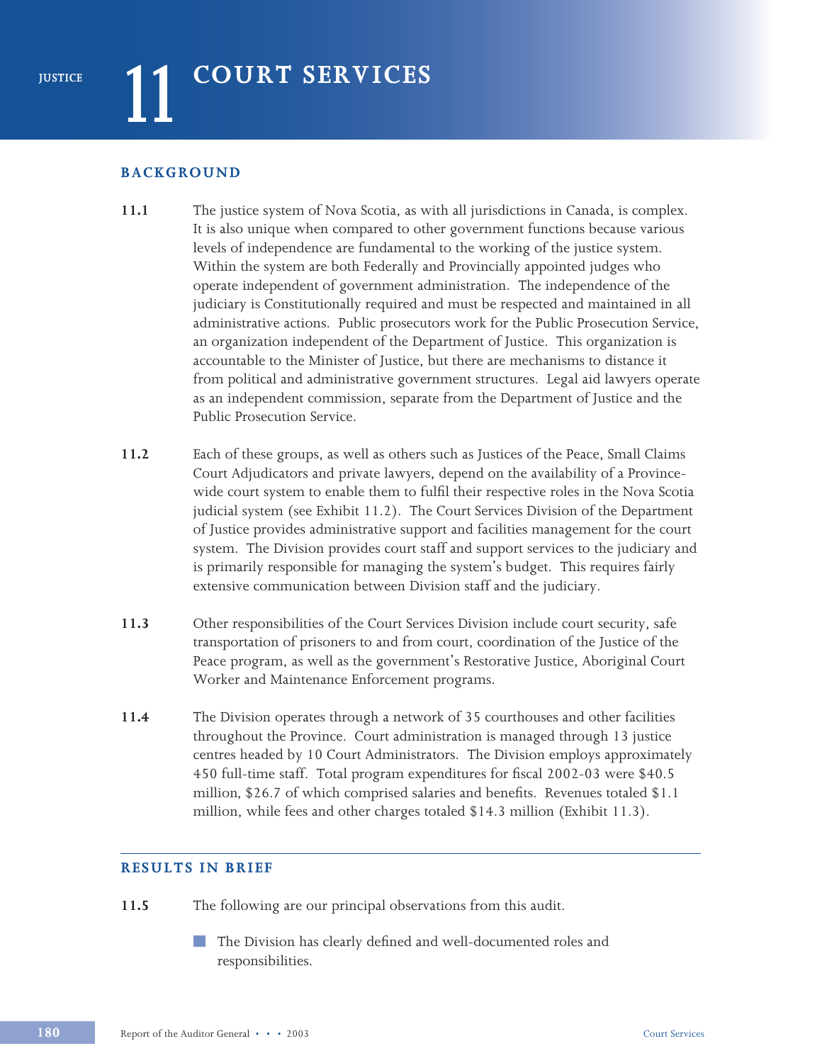# 11 COURT SERVICES

## BACKGROUND

**11.1** The justice system of Nova Scotia, as with all jurisdictions in Canada, is complex. It is also unique when compared to other government functions because various levels of independence are fundamental to the working of the justice system. Within the system are both Federally and Provincially appointed judges who operate independent of government administration. The independence of the judiciary is Constitutionally required and must be respected and maintained in all administrative actions. Public prosecutors work for the Public Prosecution Service, an organization independent of the Department of Justice. This organization is accountable to the Minister of Justice, but there are mechanisms to distance it from political and administrative government structures. Legal aid lawyers operate as an independent commission, separate from the Department of Justice and the Public Prosecution Service.

**11.2** Each of these groups, as well as others such as Justices of the Peace, Small Claims Court Adjudicators and private lawyers, depend on the availability of a Province-wide court system to enable them to fulfil their respective roles in the Nova Scotia judicial system (see Exhibit 11.2). The Court Services Division of the Department of Justice provides administrative support and facilities management for the court system. The Division provides court staff and support services to the judiciary and is primarily responsible for managing the system's budget. This requires fairly extensive communication between Division staff and the judiciary.

**11.3** Other responsibilities of the Court Services Division include court security, safe transportation of prisoners to and from court, coordination of the Justice of the Peace program, as well as the government's Restorative Justice, Aboriginal Court Worker and Maintenance Enforcement programs.

**11.4** The Division operates through a network of 35 courthouses and other facilities throughout the Province. Court administration is managed through 13 justice centres headed by 10 Court Administrators. The Division employs approximately 450 full-time staff. Total program expenditures for fiscal 2002-03 were $40.5 million, $26.7 of which comprised salaries and benefits. Revenues totaled $1.1 million, while fees and other charges totaled $14.3 million (Exhibit 11.3).

## RESULTS IN BRIEF

**11.5** The following are our principal observations from this audit.

- The Division has clearly defined and well-documented roles and responsibilities.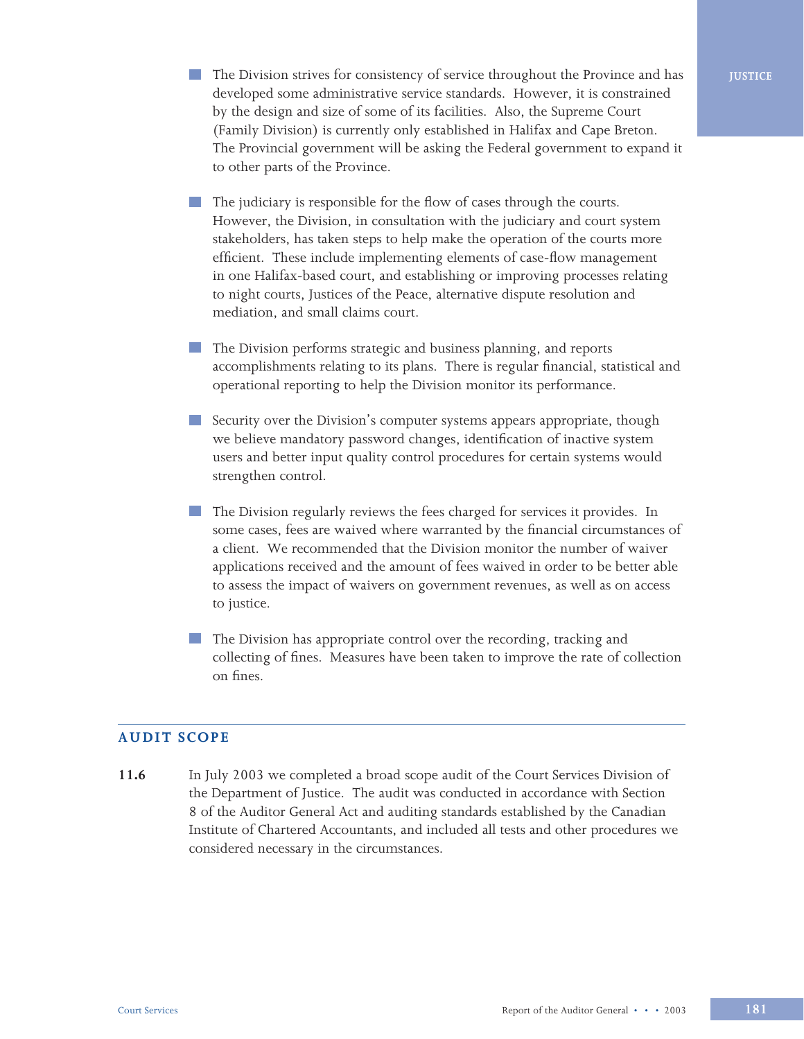- The Division strives for consistency of service throughout the Province and has developed some administrative service standards. However, it is constrained by the design and size of some of its facilities. Also, the Supreme Court (Family Division) is currently only established in Halifax and Cape Breton. The Provincial government will be asking the Federal government to expand it to other parts of the Province.

- The judiciary is responsible for the flow of cases through the courts. However, the Division, in consultation with the judiciary and court system stakeholders, has taken steps to help make the operation of the courts more efficient. These include implementing elements of case-flow management in one Halifax-based court, and establishing or improving processes relating to night courts, Justices of the Peace, alternative dispute resolution and mediation, and small claims court.

- The Division performs strategic and business planning, and reports accomplishments relating to its plans. There is regular financial, statistical and operational reporting to help the Division monitor its performance.

- Security over the Division's computer systems appears appropriate, though we believe mandatory password changes, identification of inactive system users and better input quality control procedures for certain systems would strengthen control.

- The Division regularly reviews the fees charged for services it provides. In some cases, fees are waived where warranted by the financial circumstances of a client. We recommended that the Division monitor the number of waiver applications received and the amount of fees waived in order to be better able to assess the impact of waivers on government revenues, as well as on access to justice.

- The Division has appropriate control over the recording, tracking and collecting of fines. Measures have been taken to improve the rate of collection on fines.

## AUDIT SCOPE

**11.6** In July 2003 we completed a broad scope audit of the Court Services Division of the Department of Justice. The audit was conducted in accordance with Section 8 of the Auditor General Act and auditing standards established by the Canadian Institute of Chartered Accountants, and included all tests and other procedures we considered necessary in the circumstances.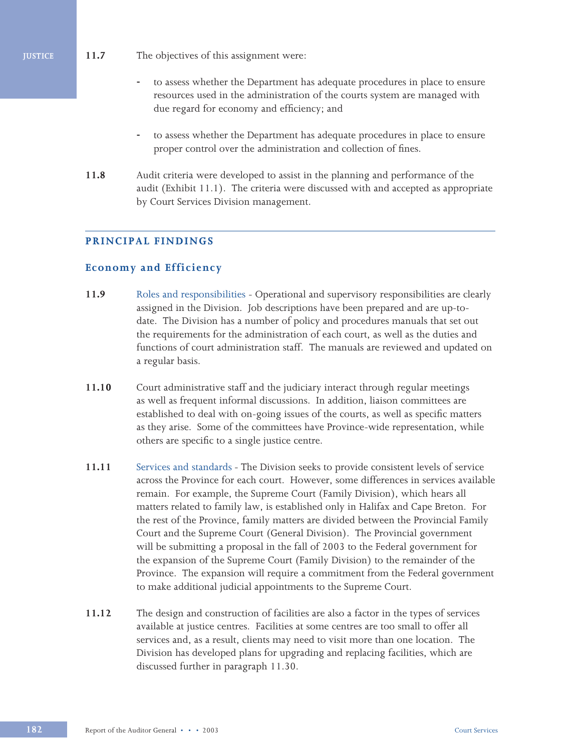**11.7** The objectives of this assignment were:

- to assess whether the Department has adequate procedures in place to ensure resources used in the administration of the courts system are managed with due regard for economy and efficiency; and

- to assess whether the Department has adequate procedures in place to ensure proper control over the administration and collection of fines.

**11.8** Audit criteria were developed to assist in the planning and performance of the audit (Exhibit 11.1). The criteria were discussed with and accepted as appropriate by Court Services Division management.

---

## PRINCIPAL FINDINGS

### Economy and Efficiency

**11.9** Roles and responsibilities - Operational and supervisory responsibilities are clearly assigned in the Division. Job descriptions have been prepared and are up-to-date. The Division has a number of policy and procedures manuals that set out the requirements for the administration of each court, as well as the duties and functions of court administration staff. The manuals are reviewed and updated on a regular basis.

**11.10** Court administrative staff and the judiciary interact through regular meetings as well as frequent informal discussions. In addition, liaison committees are established to deal with on-going issues of the courts, as well as specific matters as they arise. Some of the committees have Province-wide representation, while others are specific to a single justice centre.

**11.11** Services and standards - The Division seeks to provide consistent levels of service across the Province for each court. However, some differences in services available remain. For example, the Supreme Court (Family Division), which hears all matters related to family law, is established only in Halifax and Cape Breton. For the rest of the Province, family matters are divided between the Provincial Family Court and the Supreme Court (General Division). The Provincial government will be submitting a proposal in the fall of 2003 to the Federal government for the expansion of the Supreme Court (Family Division) to the remainder of the Province. The expansion will require a commitment from the Federal government to make additional judicial appointments to the Supreme Court.

**11.12** The design and construction of facilities are also a factor in the types of services available at justice centres. Facilities at some centres are too small to offer all services and, as a result, clients may need to visit more than one location. The Division has developed plans for upgrading and replacing facilities, which are discussed further in paragraph 11.30.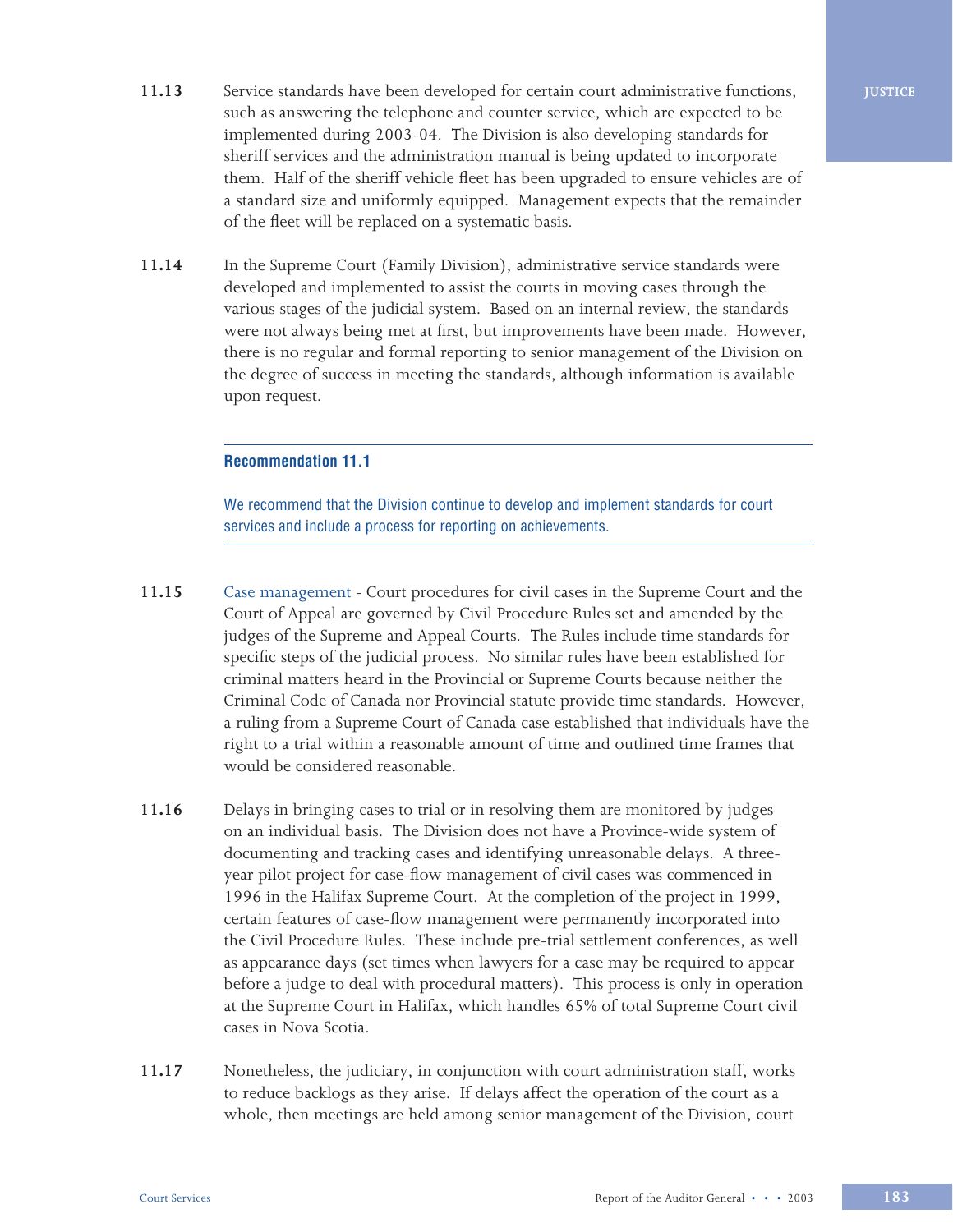**11.13** Service standards have been developed for certain court administrative functions, such as answering the telephone and counter service, which are expected to be implemented during 2003-04. The Division is also developing standards for sheriff services and the administration manual is being updated to incorporate them. Half of the sheriff vehicle fleet has been upgraded to ensure vehicles are of a standard size and uniformly equipped. Management expects that the remainder of the fleet will be replaced on a systematic basis.

**11.14** In the Supreme Court (Family Division), administrative service standards were developed and implemented to assist the courts in moving cases through the various stages of the judicial system. Based on an internal review, the standards were not always being met at first, but improvements have been made. However, there is no regular and formal reporting to senior management of the Division on the degree of success in meeting the standards, although information is available upon request.

---

**Recommendation 11.1**

We recommend that the Division continue to develop and implement standards for court services and include a process for reporting on achievements.

---

**11.15** Case management - Court procedures for civil cases in the Supreme Court and the Court of Appeal are governed by Civil Procedure Rules set and amended by the judges of the Supreme and Appeal Courts. The Rules include time standards for specific steps of the judicial process. No similar rules have been established for criminal matters heard in the Provincial or Supreme Courts because neither the Criminal Code of Canada nor Provincial statute provide time standards. However, a ruling from a Supreme Court of Canada case established that individuals have the right to a trial within a reasonable amount of time and outlined time frames that would be considered reasonable.

**11.16** Delays in bringing cases to trial or in resolving them are monitored by judges on an individual basis. The Division does not have a Province-wide system of documenting and tracking cases and identifying unreasonable delays. A three-year pilot project for case-flow management of civil cases was commenced in 1996 in the Halifax Supreme Court. At the completion of the project in 1999, certain features of case-flow management were permanently incorporated into the Civil Procedure Rules. These include pre-trial settlement conferences, as well as appearance days (set times when lawyers for a case may be required to appear before a judge to deal with procedural matters). This process is only in operation at the Supreme Court in Halifax, which handles 65% of total Supreme Court civil cases in Nova Scotia.

**11.17** Nonetheless, the judiciary, in conjunction with court administration staff, works to reduce backlogs as they arise. If delays affect the operation of the court as a whole, then meetings are held among senior management of the Division, court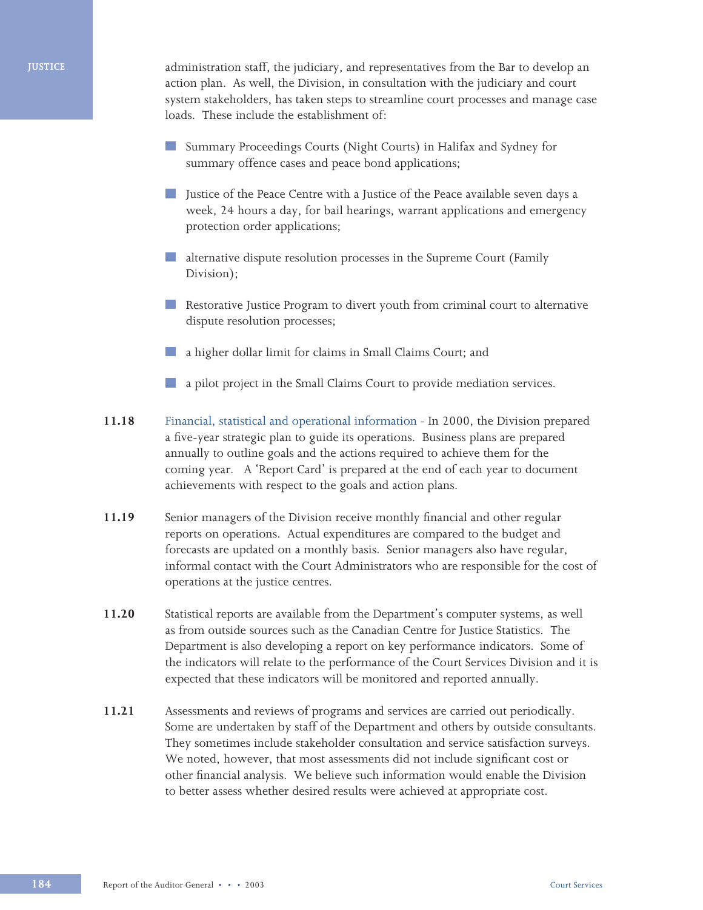administration staff, the judiciary, and representatives from the Bar to develop an action plan. As well, the Division, in consultation with the judiciary and court system stakeholders, has taken steps to streamline court processes and manage case loads. These include the establishment of:

- Summary Proceedings Courts (Night Courts) in Halifax and Sydney for summary offence cases and peace bond applications;
- Justice of the Peace Centre with a Justice of the Peace available seven days a week, 24 hours a day, for bail hearings, warrant applications and emergency protection order applications;
- alternative dispute resolution processes in the Supreme Court (Family Division);
- Restorative Justice Program to divert youth from criminal court to alternative dispute resolution processes;
- a higher dollar limit for claims in Small Claims Court; and
- a pilot project in the Small Claims Court to provide mediation services.

**11.18** Financial, statistical and operational information - In 2000, the Division prepared a five-year strategic plan to guide its operations. Business plans are prepared annually to outline goals and the actions required to achieve them for the coming year. A 'Report Card' is prepared at the end of each year to document achievements with respect to the goals and action plans.

**11.19** Senior managers of the Division receive monthly financial and other regular reports on operations. Actual expenditures are compared to the budget and forecasts are updated on a monthly basis. Senior managers also have regular, informal contact with the Court Administrators who are responsible for the cost of operations at the justice centres.

**11.20** Statistical reports are available from the Department's computer systems, as well as from outside sources such as the Canadian Centre for Justice Statistics. The Department is also developing a report on key performance indicators. Some of the indicators will relate to the performance of the Court Services Division and it is expected that these indicators will be monitored and reported annually.

**11.21** Assessments and reviews of programs and services are carried out periodically. Some are undertaken by staff of the Department and others by outside consultants. They sometimes include stakeholder consultation and service satisfaction surveys. We noted, however, that most assessments did not include significant cost or other financial analysis. We believe such information would enable the Division to better assess whether desired results were achieved at appropriate cost.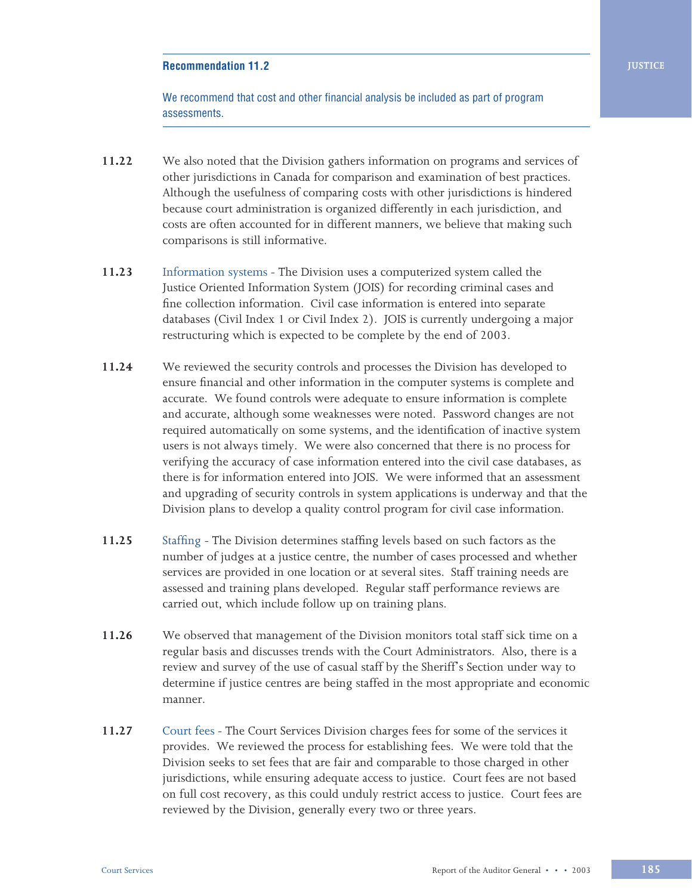**Recommendation 11.2**

We recommend that cost and other financial analysis be included as part of program assessments.

**11.22** We also noted that the Division gathers information on programs and services of other jurisdictions in Canada for comparison and examination of best practices. Although the usefulness of comparing costs with other jurisdictions is hindered because court administration is organized differently in each jurisdiction, and costs are often accounted for in different manners, we believe that making such comparisons is still informative.

**11.23** Information systems - The Division uses a computerized system called the Justice Oriented Information System (JOIS) for recording criminal cases and fine collection information. Civil case information is entered into separate databases (Civil Index 1 or Civil Index 2). JOIS is currently undergoing a major restructuring which is expected to be complete by the end of 2003.

**11.24** We reviewed the security controls and processes the Division has developed to ensure financial and other information in the computer systems is complete and accurate. We found controls were adequate to ensure information is complete and accurate, although some weaknesses were noted. Password changes are not required automatically on some systems, and the identification of inactive system users is not always timely. We were also concerned that there is no process for verifying the accuracy of case information entered into the civil case databases, as there is for information entered into JOIS. We were informed that an assessment and upgrading of security controls in system applications is underway and that the Division plans to develop a quality control program for civil case information.

**11.25** Staffing - The Division determines staffing levels based on such factors as the number of judges at a justice centre, the number of cases processed and whether services are provided in one location or at several sites. Staff training needs are assessed and training plans developed. Regular staff performance reviews are carried out, which include follow up on training plans.

**11.26** We observed that management of the Division monitors total staff sick time on a regular basis and discusses trends with the Court Administrators. Also, there is a review and survey of the use of casual staff by the Sheriff's Section under way to determine if justice centres are being staffed in the most appropriate and economic manner.

**11.27** Court fees - The Court Services Division charges fees for some of the services it provides. We reviewed the process for establishing fees. We were told that the Division seeks to set fees that are fair and comparable to those charged in other jurisdictions, while ensuring adequate access to justice. Court fees are not based on full cost recovery, as this could unduly restrict access to justice. Court fees are reviewed by the Division, generally every two or three years.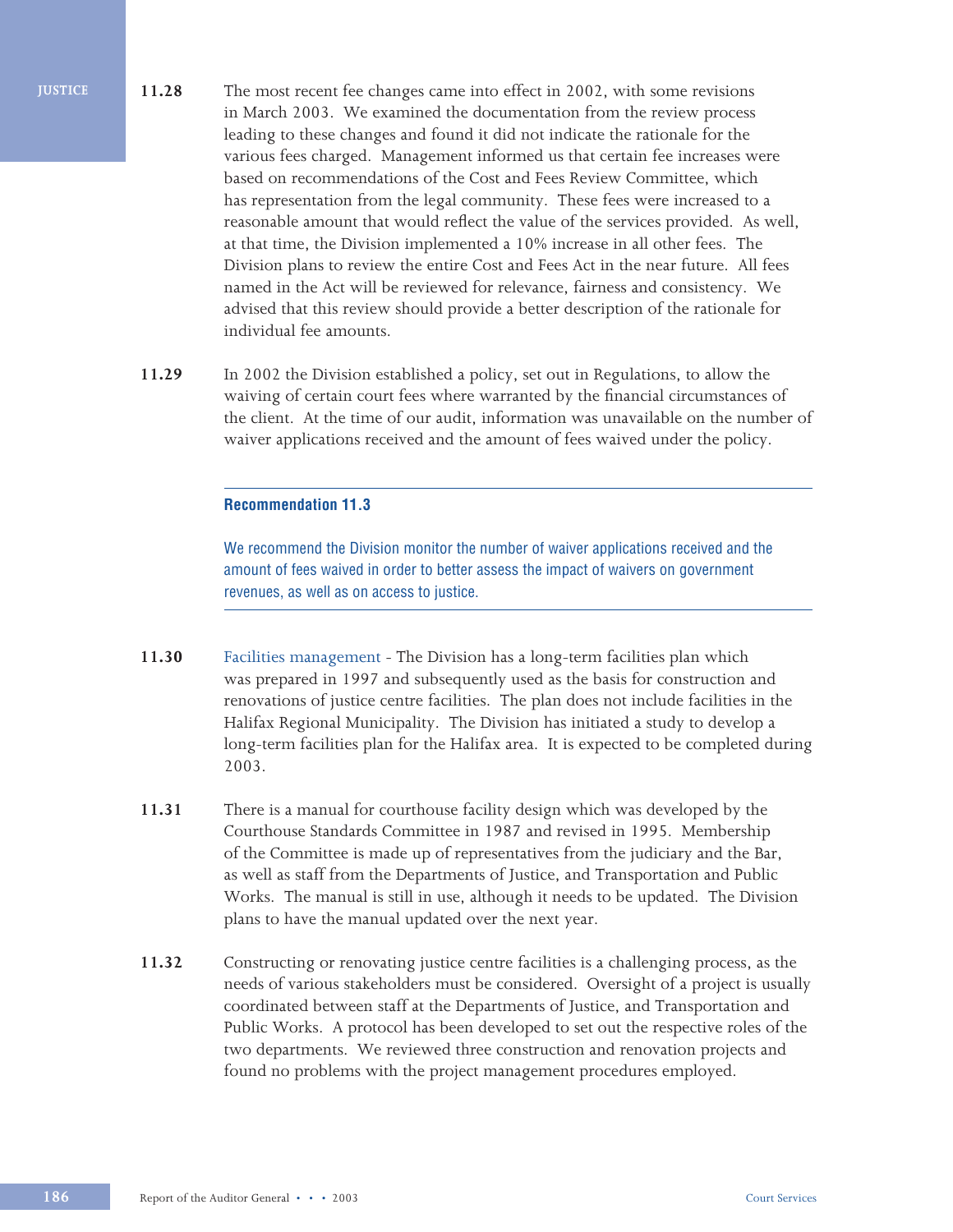**11.28** The most recent fee changes came into effect in 2002, with some revisions in March 2003. We examined the documentation from the review process leading to these changes and found it did not indicate the rationale for the various fees charged. Management informed us that certain fee increases were based on recommendations of the Cost and Fees Review Committee, which has representation from the legal community. These fees were increased to a reasonable amount that would reflect the value of the services provided. As well, at that time, the Division implemented a 10% increase in all other fees. The Division plans to review the entire Cost and Fees Act in the near future. All fees named in the Act will be reviewed for relevance, fairness and consistency. We advised that this review should provide a better description of the rationale for individual fee amounts.

**11.29** In 2002 the Division established a policy, set out in Regulations, to allow the waiving of certain court fees where warranted by the financial circumstances of the client. At the time of our audit, information was unavailable on the number of waiver applications received and the amount of fees waived under the policy.

---

**Recommendation 11.3**

We recommend the Division monitor the number of waiver applications received and the amount of fees waived in order to better assess the impact of waivers on government revenues, as well as on access to justice.

---

**11.30** Facilities management - The Division has a long-term facilities plan which was prepared in 1997 and subsequently used as the basis for construction and renovations of justice centre facilities. The plan does not include facilities in the Halifax Regional Municipality. The Division has initiated a study to develop a long-term facilities plan for the Halifax area. It is expected to be completed during 2003.

**11.31** There is a manual for courthouse facility design which was developed by the Courthouse Standards Committee in 1987 and revised in 1995. Membership of the Committee is made up of representatives from the judiciary and the Bar, as well as staff from the Departments of Justice, and Transportation and Public Works. The manual is still in use, although it needs to be updated. The Division plans to have the manual updated over the next year.

**11.32** Constructing or renovating justice centre facilities is a challenging process, as the needs of various stakeholders must be considered. Oversight of a project is usually coordinated between staff at the Departments of Justice, and Transportation and Public Works. A protocol has been developed to set out the respective roles of the two departments. We reviewed three construction and renovation projects and found no problems with the project management procedures employed.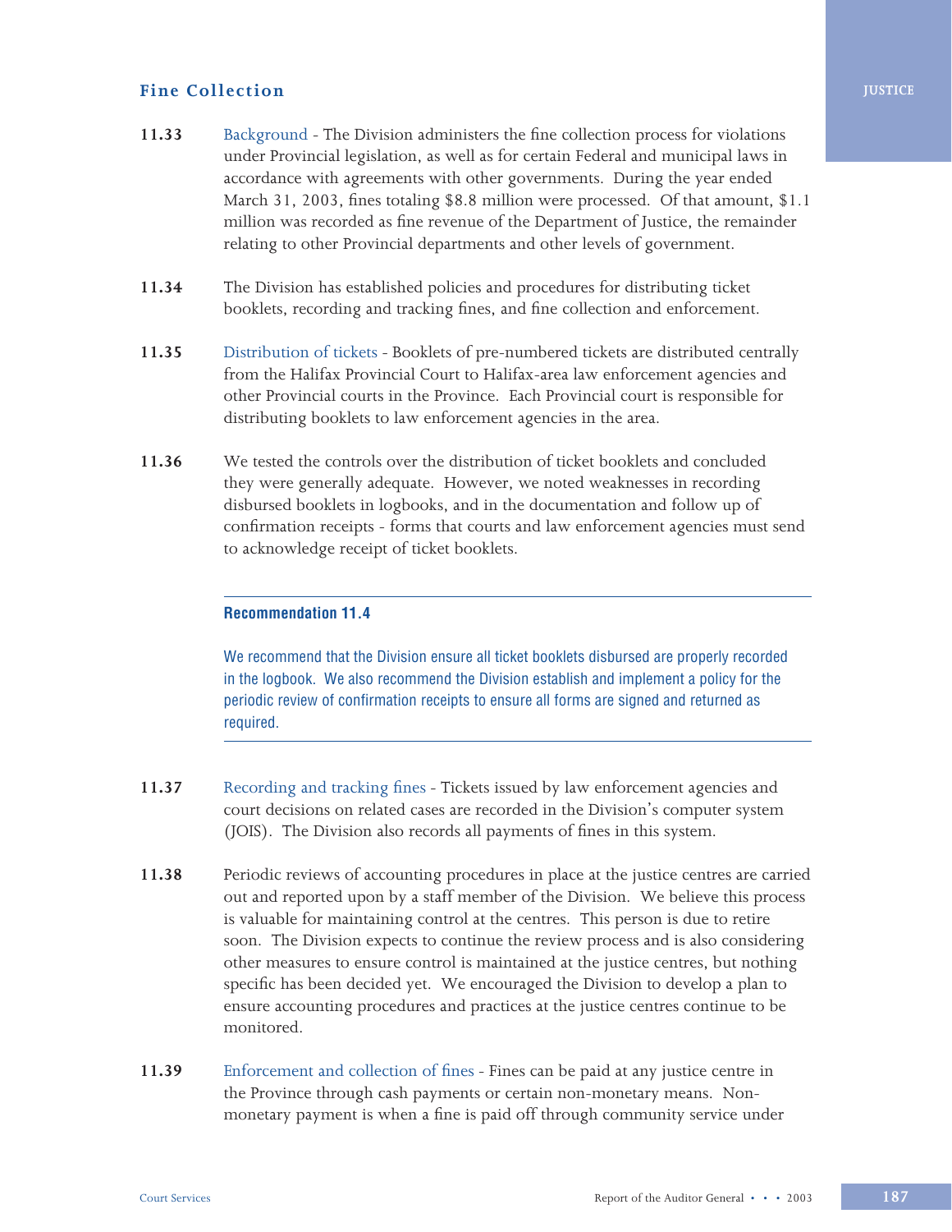## Fine Collection

**11.33** Background - The Division administers the fine collection process for violations under Provincial legislation, as well as for certain Federal and municipal laws in accordance with agreements with other governments. During the year ended March 31, 2003, fines totaling $8.8 million were processed. Of that amount, $1.1 million was recorded as fine revenue of the Department of Justice, the remainder relating to other Provincial departments and other levels of government.

**11.34** The Division has established policies and procedures for distributing ticket booklets, recording and tracking fines, and fine collection and enforcement.

**11.35** Distribution of tickets - Booklets of pre-numbered tickets are distributed centrally from the Halifax Provincial Court to Halifax-area law enforcement agencies and other Provincial courts in the Province. Each Provincial court is responsible for distributing booklets to law enforcement agencies in the area.

**11.36** We tested the controls over the distribution of ticket booklets and concluded they were generally adequate. However, we noted weaknesses in recording disbursed booklets in logbooks, and in the documentation and follow up of confirmation receipts - forms that courts and law enforcement agencies must send to acknowledge receipt of ticket booklets.

---

**Recommendation 11.4**

We recommend that the Division ensure all ticket booklets disbursed are properly recorded in the logbook. We also recommend the Division establish and implement a policy for the periodic review of confirmation receipts to ensure all forms are signed and returned as required.

---

**11.37** Recording and tracking fines - Tickets issued by law enforcement agencies and court decisions on related cases are recorded in the Division's computer system (JOIS). The Division also records all payments of fines in this system.

**11.38** Periodic reviews of accounting procedures in place at the justice centres are carried out and reported upon by a staff member of the Division. We believe this process is valuable for maintaining control at the centres. This person is due to retire soon. The Division expects to continue the review process and is also considering other measures to ensure control is maintained at the justice centres, but nothing specific has been decided yet. We encouraged the Division to develop a plan to ensure accounting procedures and practices at the justice centres continue to be monitored.

**11.39** Enforcement and collection of fines - Fines can be paid at any justice centre in the Province through cash payments or certain non-monetary means. Non-monetary payment is when a fine is paid off through community service under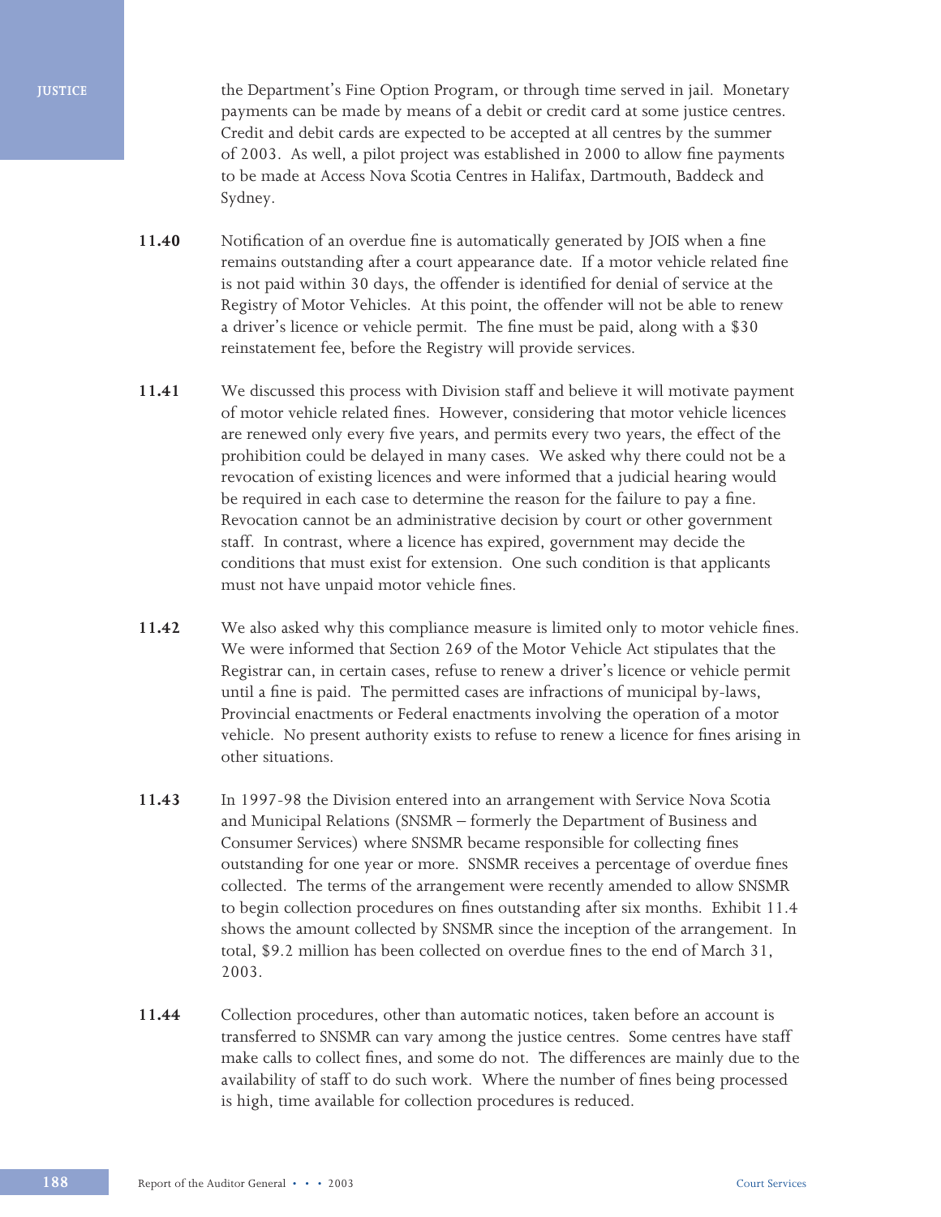the Department's Fine Option Program, or through time served in jail. Monetary payments can be made by means of a debit or credit card at some justice centres. Credit and debit cards are expected to be accepted at all centres by the summer of 2003. As well, a pilot project was established in 2000 to allow fine payments to be made at Access Nova Scotia Centres in Halifax, Dartmouth, Baddeck and Sydney.

**11.40** Notification of an overdue fine is automatically generated by JOIS when a fine remains outstanding after a court appearance date. If a motor vehicle related fine is not paid within 30 days, the offender is identified for denial of service at the Registry of Motor Vehicles. At this point, the offender will not be able to renew a driver's licence or vehicle permit. The fine must be paid, along with a $30 reinstatement fee, before the Registry will provide services.

**11.41** We discussed this process with Division staff and believe it will motivate payment of motor vehicle related fines. However, considering that motor vehicle licences are renewed only every five years, and permits every two years, the effect of the prohibition could be delayed in many cases. We asked why there could not be a revocation of existing licences and were informed that a judicial hearing would be required in each case to determine the reason for the failure to pay a fine. Revocation cannot be an administrative decision by court or other government staff. In contrast, where a licence has expired, government may decide the conditions that must exist for extension. One such condition is that applicants must not have unpaid motor vehicle fines.

**11.42** We also asked why this compliance measure is limited only to motor vehicle fines. We were informed that Section 269 of the Motor Vehicle Act stipulates that the Registrar can, in certain cases, refuse to renew a driver's licence or vehicle permit until a fine is paid. The permitted cases are infractions of municipal by-laws, Provincial enactments or Federal enactments involving the operation of a motor vehicle. No present authority exists to refuse to renew a licence for fines arising in other situations.

**11.43** In 1997-98 the Division entered into an arrangement with Service Nova Scotia and Municipal Relations (SNSMR – formerly the Department of Business and Consumer Services) where SNSMR became responsible for collecting fines outstanding for one year or more. SNSMR receives a percentage of overdue fines collected. The terms of the arrangement were recently amended to allow SNSMR to begin collection procedures on fines outstanding after six months. Exhibit 11.4 shows the amount collected by SNSMR since the inception of the arrangement. In total, $9.2 million has been collected on overdue fines to the end of March 31, 2003.

**11.44** Collection procedures, other than automatic notices, taken before an account is transferred to SNSMR can vary among the justice centres. Some centres have staff make calls to collect fines, and some do not. The differences are mainly due to the availability of staff to do such work. Where the number of fines being processed is high, time available for collection procedures is reduced.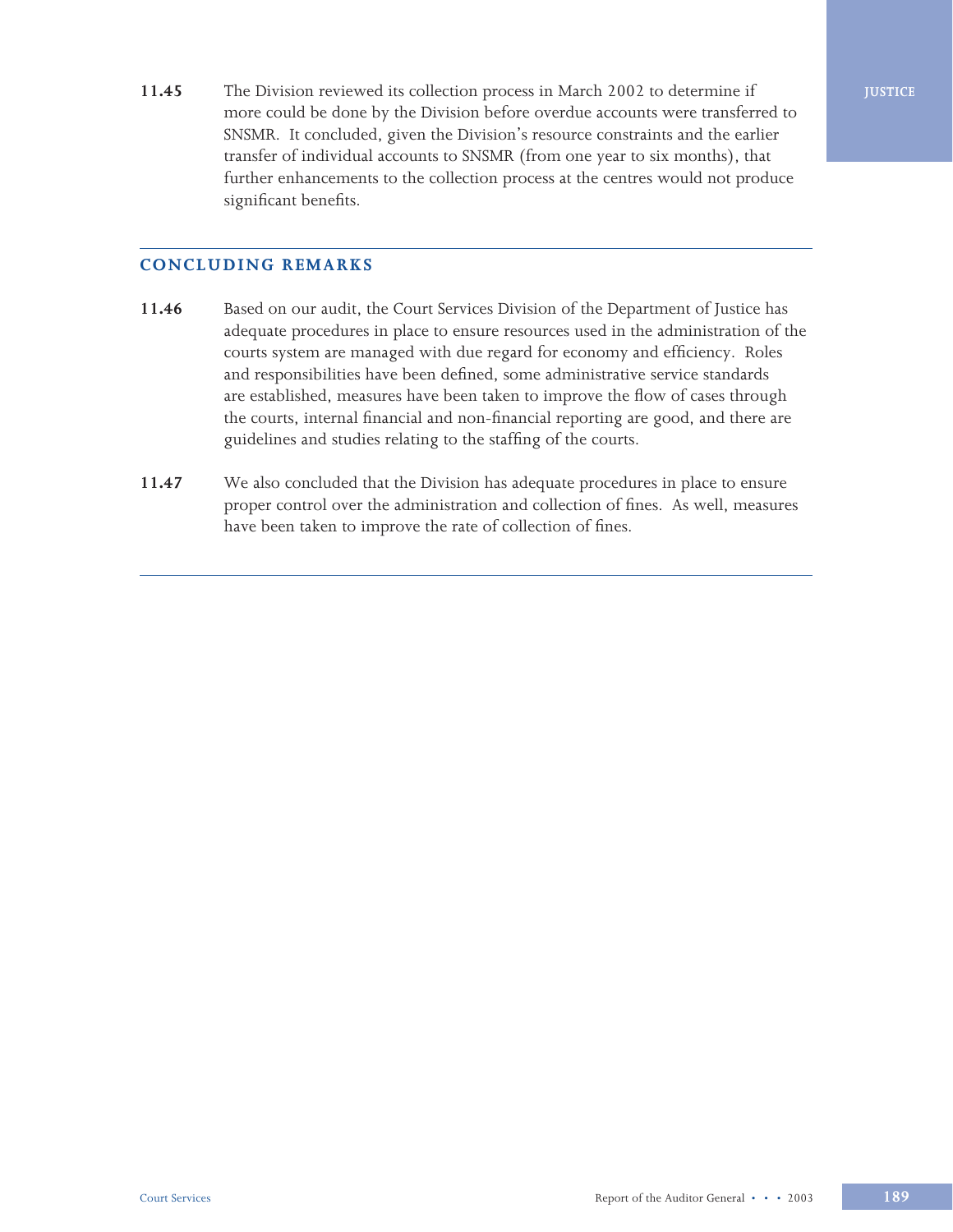**11.45** The Division reviewed its collection process in March 2002 to determine if more could be done by the Division before overdue accounts were transferred to SNSMR. It concluded, given the Division's resource constraints and the earlier transfer of individual accounts to SNSMR (from one year to six months), that further enhancements to the collection process at the centres would not produce significant benefits.

## CONCLUDING REMARKS

**11.46** Based on our audit, the Court Services Division of the Department of Justice has adequate procedures in place to ensure resources used in the administration of the courts system are managed with due regard for economy and efficiency. Roles and responsibilities have been defined, some administrative service standards are established, measures have been taken to improve the flow of cases through the courts, internal financial and non-financial reporting are good, and there are guidelines and studies relating to the staffing of the courts.

**11.47** We also concluded that the Division has adequate procedures in place to ensure proper control over the administration and collection of fines. As well, measures have been taken to improve the rate of collection of fines.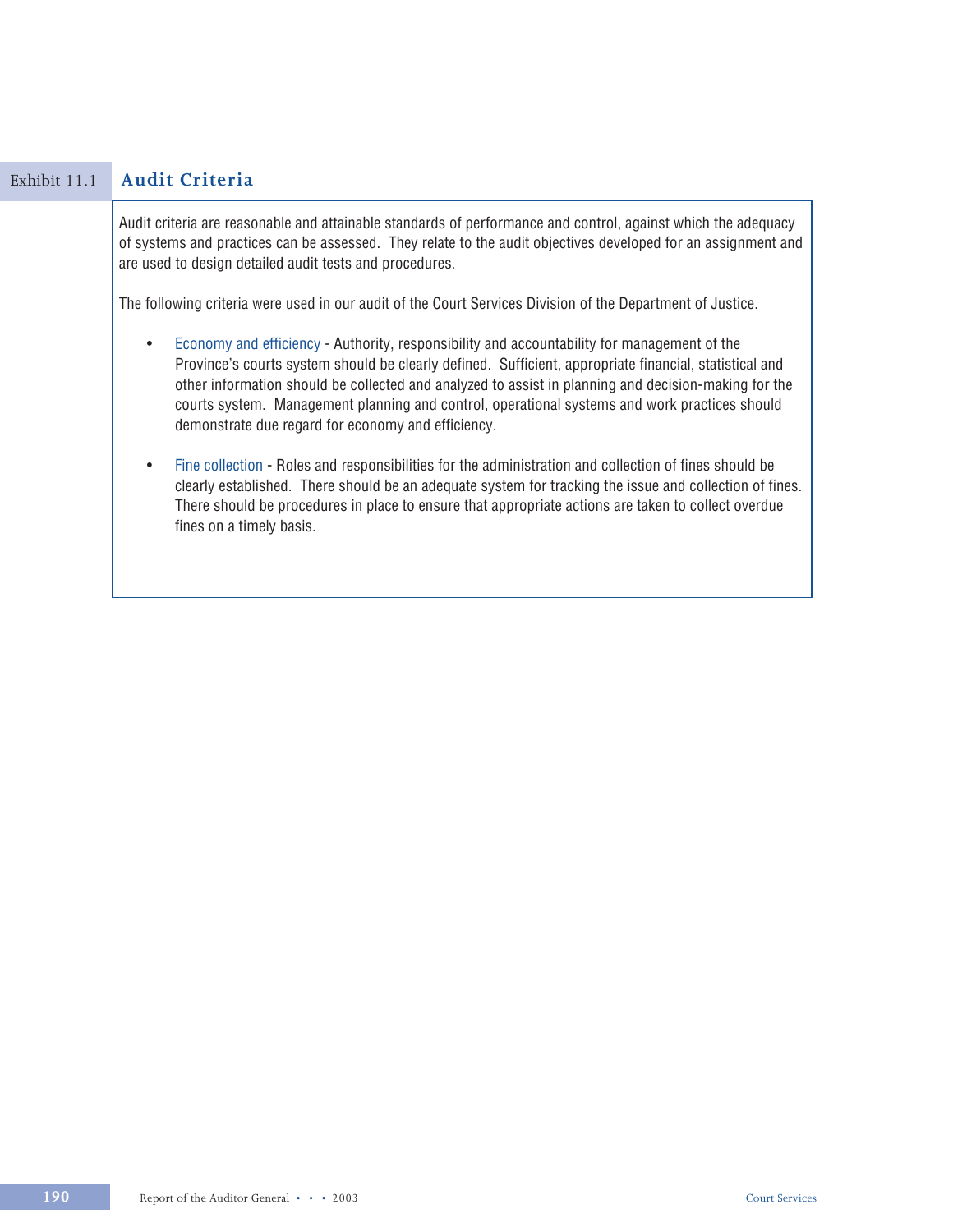## Exhibit 11.1 Audit Criteria

Audit criteria are reasonable and attainable standards of performance and control, against which the adequacy of systems and practices can be assessed. They relate to the audit objectives developed for an assignment and are used to design detailed audit tests and procedures.

The following criteria were used in our audit of the Court Services Division of the Department of Justice.

- Economy and efficiency - Authority, responsibility and accountability for management of the Province's courts system should be clearly defined. Sufficient, appropriate financial, statistical and other information should be collected and analyzed to assist in planning and decision-making for the courts system. Management planning and control, operational systems and work practices should demonstrate due regard for economy and efficiency.

- Fine collection - Roles and responsibilities for the administration and collection of fines should be clearly established. There should be an adequate system for tracking the issue and collection of fines. There should be procedures in place to ensure that appropriate actions are taken to collect overdue fines on a timely basis.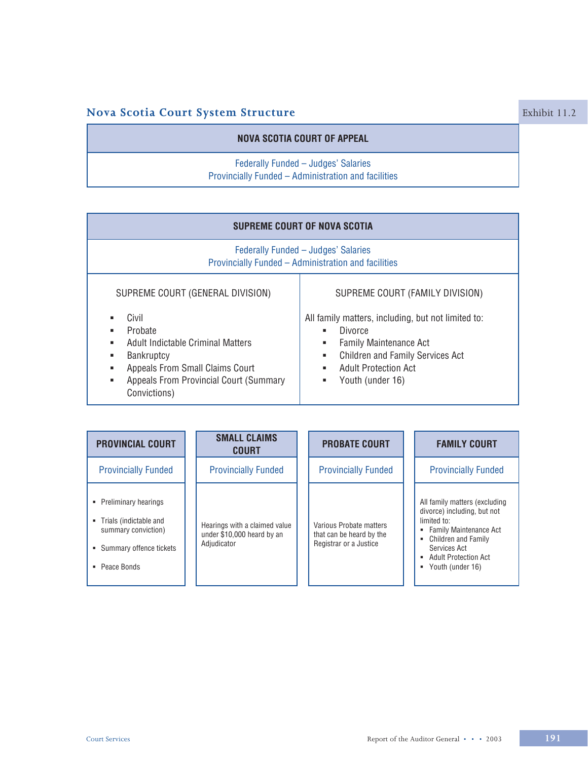## Nova Scotia Court System Structure

Exhibit 11.2

### NOVA SCOTIA COURT OF APPEAL

Federally Funded – Judges' Salaries
Provincially Funded – Administration and facilities

### SUPREME COURT OF NOVA SCOTIA

Federally Funded – Judges' Salaries
Provincially Funded – Administration and facilities

| SUPREME COURT (GENERAL DIVISION) | SUPREME COURT (FAMILY DIVISION) |
|---|---|
| ▪ Civil<br>▪ Probate<br>▪ Adult Indictable Criminal Matters<br>▪ Bankruptcy<br>▪ Appeals From Small Claims Court<br>▪ Appeals From Provincial Court (Summary Convictions) | All family matters, including, but not limited to:<br>▪ Divorce<br>▪ Family Maintenance Act<br>▪ Children and Family Services Act<br>▪ Adult Protection Act<br>▪ Youth (under 16) |

| PROVINCIAL COURT | SMALL CLAIMS COURT | PROBATE COURT | FAMILY COURT |
|---|---|---|---|
| Provincially Funded | Provincially Funded | Provincially Funded | Provincially Funded |
| ▪ Preliminary hearings<br>▪ Trials (indictable and summary conviction)<br>▪ Summary offence tickets<br>▪ Peace Bonds | Hearings with a claimed value under $10,000 heard by an Adjudicator | Various Probate matters that can be heard by the Registrar or a Justice | All family matters (excluding divorce) including, but not limited to:<br>▪ Family Maintenance Act<br>▪ Children and Family Services Act<br>▪ Adult Protection Act<br>▪ Youth (under 16) |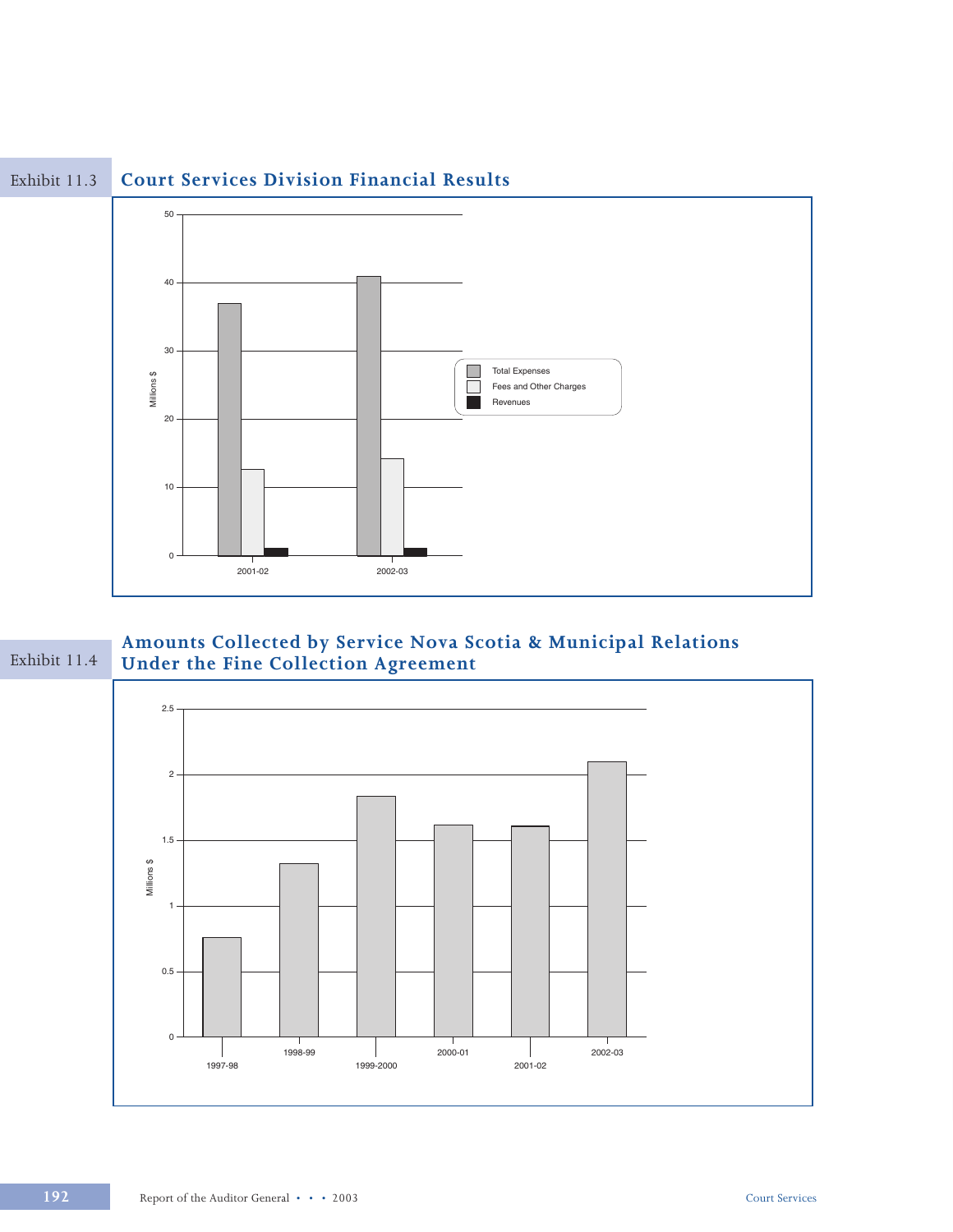## Exhibit 11.3 Court Services Division Financial Results

Millions $

50
40
30
20
10
0

2001-02 2002-03

Total Expenses
Fees and Other Charges
Revenues

## Exhibit 11.4 Amounts Collected by Service Nova Scotia & Municipal Relations Under the Fine Collection Agreement

Millions $

2.5
2
1.5
1
0.5
0

1997-98 1998-99 1999-2000 2000-01 2001-02 2002-03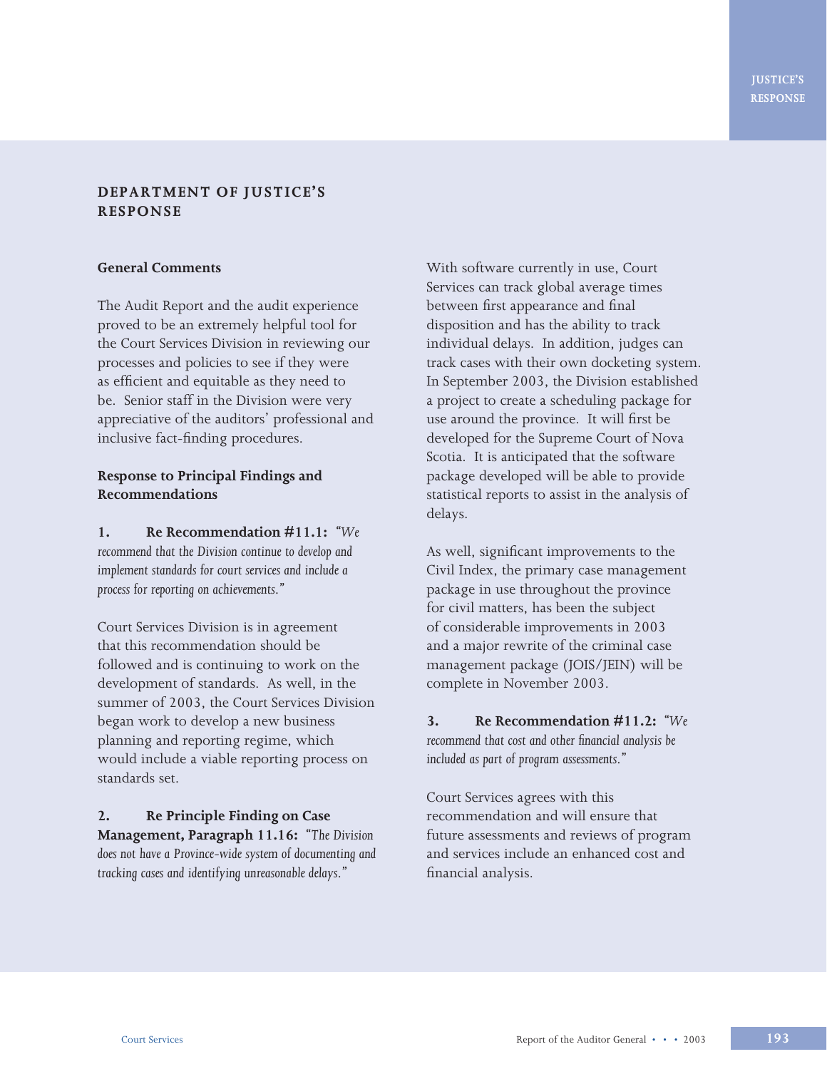## DEPARTMENT OF JUSTICE'S RESPONSE

### General Comments

The Audit Report and the audit experience proved to be an extremely helpful tool for the Court Services Division in reviewing our processes and policies to see if they were as efficient and equitable as they need to be. Senior staff in the Division were very appreciative of the auditors' professional and inclusive fact-finding procedures.

### Response to Principal Findings and Recommendations

**1. Re Recommendation #11.1:** *"We recommend that the Division continue to develop and implement standards for court services and include a process for reporting on achievements."*

Court Services Division is in agreement that this recommendation should be followed and is continuing to work on the development of standards. As well, in the summer of 2003, the Court Services Division began work to develop a new business planning and reporting regime, which would include a viable reporting process on standards set.

**2. Re Principle Finding on Case Management, Paragraph 11.16:** *"The Division does not have a Province-wide system of documenting and tracking cases and identifying unreasonable delays."*

With software currently in use, Court Services can track global average times between first appearance and final disposition and has the ability to track individual delays. In addition, judges can track cases with their own docketing system. In September 2003, the Division established a project to create a scheduling package for use around the province. It will first be developed for the Supreme Court of Nova Scotia. It is anticipated that the software package developed will be able to provide statistical reports to assist in the analysis of delays.

As well, significant improvements to the Civil Index, the primary case management package in use throughout the province for civil matters, has been the subject of considerable improvements in 2003 and a major rewrite of the criminal case management package (JOIS/JEIN) will be complete in November 2003.

**3. Re Recommendation #11.2:** *"We recommend that cost and other financial analysis be included as part of program assessments."*

Court Services agrees with this recommendation and will ensure that future assessments and reviews of program and services include an enhanced cost and financial analysis.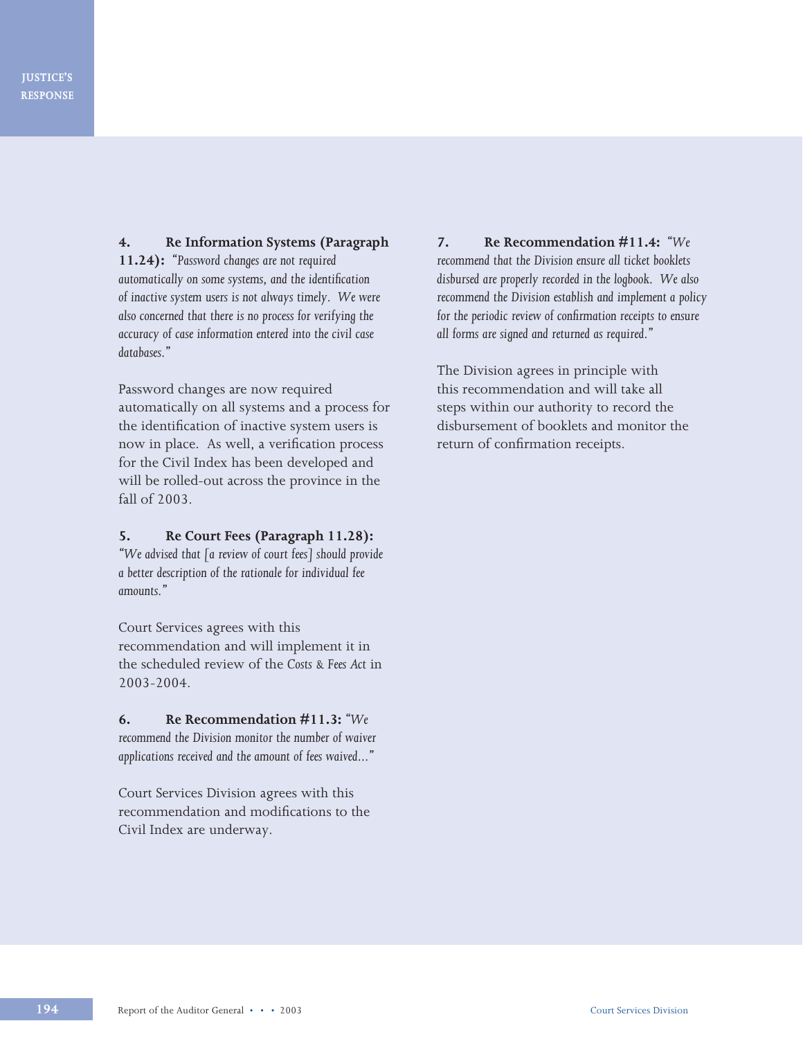**4. Re Information Systems (Paragraph 11.24):** *"Password changes are not required automatically on some systems, and the identification of inactive system users is not always timely. We were also concerned that there is no process for verifying the accuracy of case information entered into the civil case databases."*

Password changes are now required automatically on all systems and a process for the identification of inactive system users is now in place. As well, a verification process for the Civil Index has been developed and will be rolled-out across the province in the fall of 2003.

**5. Re Court Fees (Paragraph 11.28):** *"We advised that [a review of court fees] should provide a better description of the rationale for individual fee amounts."*

Court Services agrees with this recommendation and will implement it in the scheduled review of the *Costs & Fees Act* in 2003-2004.

**6. Re Recommendation #11.3:** *"We recommend the Division monitor the number of waiver applications received and the amount of fees waived..."*

Court Services Division agrees with this recommendation and modifications to the Civil Index are underway.

**7. Re Recommendation #11.4:** *"We recommend that the Division ensure all ticket booklets disbursed are properly recorded in the logbook. We also recommend the Division establish and implement a policy for the periodic review of confirmation receipts to ensure all forms are signed and returned as required."*

The Division agrees in principle with this recommendation and will take all steps within our authority to record the disbursement of booklets and monitor the return of confirmation receipts.